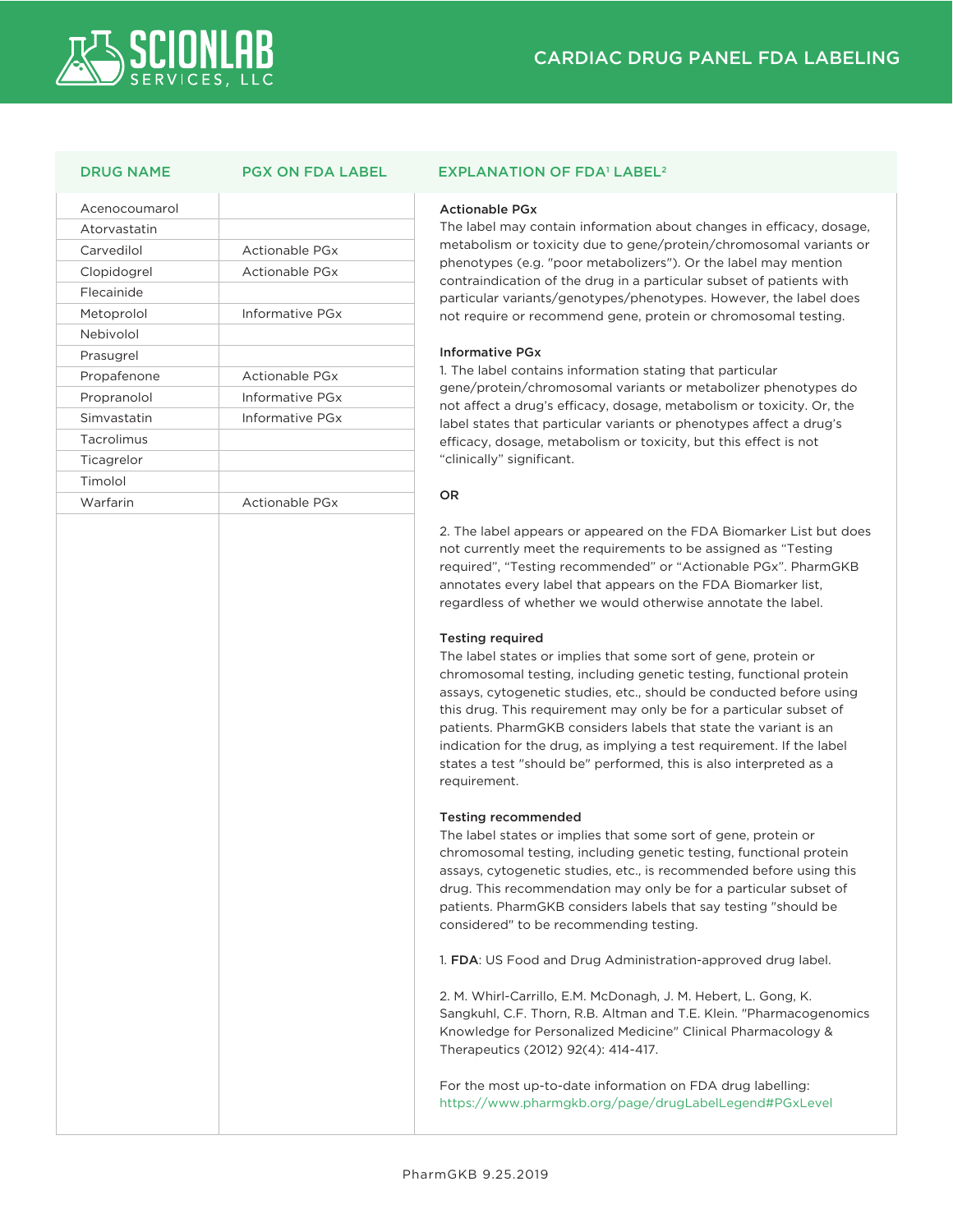SCIONLAB SERVICES, LLC

# CARDIAC DRUG PANEL FDA LABELING

| DRUG NAME | PGX ON FDA LABEL |
|---|---|
| Acenocoumarol | |
| Atorvastatin | |
| Carvedilol | Actionable PGx |
| Clopidogrel | Actionable PGx |
| Flecainide | |
| Metoprolol | Informative PGx |
| Nebivolol | |
| Prasugrel | |
| Propafenone | Actionable PGx |
| Propranolol | Informative PGx |
| Simvastatin | Informative PGx |
| Tacrolimus | |
| Ticagrelor | |
| Timolol | |
| Warfarin | Actionable PGx |

## EXPLANATION OF FDA[1] LABEL[2]

**Actionable PGx**
The label may contain information about changes in efficacy, dosage, metabolism or toxicity due to gene/protein/chromosomal variants or phenotypes (e.g. "poor metabolizers"). Or the label may mention contraindication of the drug in a particular subset of patients with particular variants/genotypes/phenotypes. However, the label does not require or recommend gene, protein or chromosomal testing.

**Informative PGx**
1. The label contains information stating that particular gene/protein/chromosomal variants or metabolizer phenotypes do not affect a drug's efficacy, dosage, metabolism or toxicity. Or, the label states that particular variants or phenotypes affect a drug's efficacy, dosage, metabolism or toxicity, but this effect is not "clinically" significant.

OR

2. The label appears or appeared on the FDA Biomarker List but does not currently meet the requirements to be assigned as "Testing required", "Testing recommended" or "Actionable PGx". PharmGKB annotates every label that appears on the FDA Biomarker list, regardless of whether we would otherwise annotate the label.

**Testing required**
The label states or implies that some sort of gene, protein or chromosomal testing, including genetic testing, functional protein assays, cytogenetic studies, etc., should be conducted before using this drug. This requirement may only be for a particular subset of patients. PharmGKB considers labels that state the variant is an indication for the drug, as implying a test requirement. If the label states a test "should be" performed, this is also interpreted as a requirement.

**Testing recommended**
The label states or implies that some sort of gene, protein or chromosomal testing, including genetic testing, functional protein assays, cytogenetic studies, etc., is recommended before using this drug. This recommendation may only be for a particular subset of patients. PharmGKB considers labels that say testing "should be considered" to be recommending testing.

1. **FDA**: US Food and Drug Administration-approved drug label.

2. M. Whirl-Carrillo, E.M. McDonagh, J. M. Hebert, L. Gong, K. Sangkuhl, C.F. Thorn, R.B. Altman and T.E. Klein. "Pharmacogenomics Knowledge for Personalized Medicine" Clinical Pharmacology & Therapeutics (2012) 92(4): 414-417.

For the most up-to-date information on FDA drug labelling:
https://www.pharmgkb.org/page/drugLabelLegend#PGxLevel

PharmGKB 9.25.2019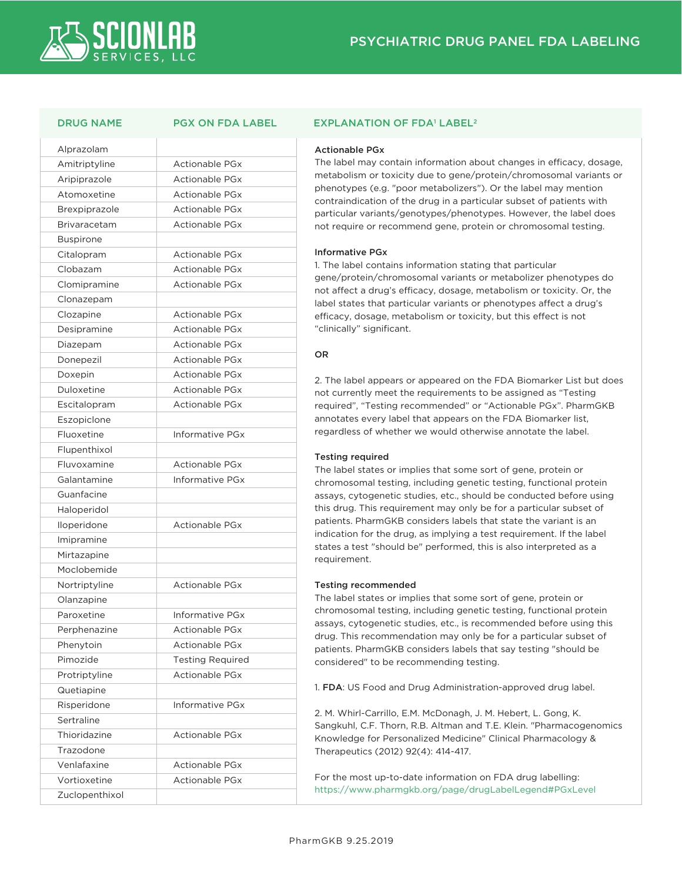# PSYCHIATRIC DRUG PANEL FDA LABELING

| DRUG NAME | PGX ON FDA LABEL |
|---|---|
| Alprazolam | |
| Amitriptyline | Actionable PGx |
| Aripiprazole | Actionable PGx |
| Atomoxetine | Actionable PGx |
| Brexpiprazole | Actionable PGx |
| Brivaracetam | Actionable PGx |
| Buspirone | |
| Citalopram | Actionable PGx |
| Clobazam | Actionable PGx |
| Clomipramine | Actionable PGx |
| Clonazepam | |
| Clozapine | Actionable PGx |
| Desipramine | Actionable PGx |
| Diazepam | Actionable PGx |
| Donepezil | Actionable PGx |
| Doxepin | Actionable PGx |
| Duloxetine | Actionable PGx |
| Escitalopram | Actionable PGx |
| Eszopiclone | |
| Fluoxetine | Informative PGx |
| Flupenthixol | |
| Fluvoxamine | Actionable PGx |
| Galantamine | Informative PGx |
| Guanfacine | |
| Haloperidol | |
| Iloperidone | Actionable PGx |
| Imipramine | |
| Mirtazapine | |
| Moclobemide | |
| Nortriptyline | Actionable PGx |
| Olanzapine | |
| Paroxetine | Informative PGx |
| Perphenazine | Actionable PGx |
| Phenytoin | Actionable PGx |
| Pimozide | Testing Required |
| Protriptyline | Actionable PGx |
| Quetiapine | |
| Risperidone | Informative PGx |
| Sertraline | |
| Thioridazine | Actionable PGx |
| Trazodone | |
| Venlafaxine | Actionable PGx |
| Vortioxetine | Actionable PGx |
| Zuclopenthixol | |

## EXPLANATION OF FDA[1] LABEL[2]

**Actionable PGx**
The label may contain information about changes in efficacy, dosage, metabolism or toxicity due to gene/protein/chromosomal variants or phenotypes (e.g. "poor metabolizers"). Or the label may mention contraindication of the drug in a particular subset of patients with particular variants/genotypes/phenotypes. However, the label does not require or recommend gene, protein or chromosomal testing.

**Informative PGx**
1. The label contains information stating that particular gene/protein/chromosomal variants or metabolizer phenotypes do not affect a drug's efficacy, dosage, metabolism or toxicity. Or, the label states that particular variants or phenotypes affect a drug's efficacy, dosage, metabolism or toxicity, but this effect is not "clinically" significant.

OR

2. The label appears or appeared on the FDA Biomarker List but does not currently meet the requirements to be assigned as "Testing required", "Testing recommended" or "Actionable PGx". PharmGKB annotates every label that appears on the FDA Biomarker list, regardless of whether we would otherwise annotate the label.

**Testing required**
The label states or implies that some sort of gene, protein or chromosomal testing, including genetic testing, functional protein assays, cytogenetic studies, etc., should be conducted before using this drug. This requirement may only be for a particular subset of patients. PharmGKB considers labels that state the variant is an indication for the drug, as implying a test requirement. If the label states a test "should be" performed, this is also interpreted as a requirement.

**Testing recommended**
The label states or implies that some sort of gene, protein or chromosomal testing, including genetic testing, functional protein assays, cytogenetic studies, etc., is recommended before using this drug. This recommendation may only be for a particular subset of patients. PharmGKB considers labels that say testing "should be considered" to be recommending testing.

1. **FDA**: US Food and Drug Administration-approved drug label.

2. M. Whirl-Carrillo, E.M. McDonagh, J. M. Hebert, L. Gong, K. Sangkuhl, C.F. Thorn, R.B. Altman and T.E. Klein. "Pharmacogenomics Knowledge for Personalized Medicine" Clinical Pharmacology & Therapeutics (2012) 92(4): 414-417.

For the most up-to-date information on FDA drug labelling: https://www.pharmgkb.org/page/drugLabelLegend#PGxLevel

PharmGKB 9.25.2019